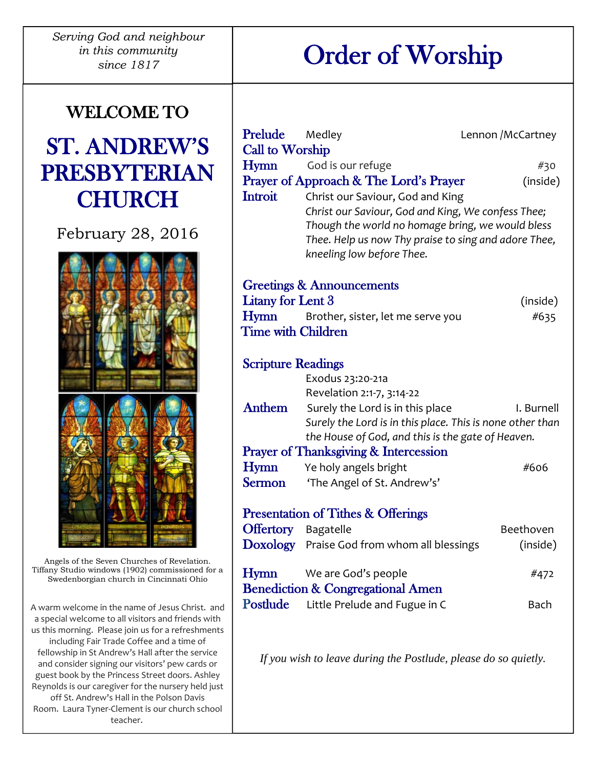*Serving God and neighbour in this community since 1817*

# WELCOME TO

# ST. ANDREW'S PRESBYTERIAN CHURCH

February 28, 2016

Angels of the Seven Churches of Revelation. Tiffany Studio windows (1902) commissioned for a Swedenborgian church in Cincinnati Ohio

A warm welcome in the name of Jesus Christ. and a special welcome to all visitors and friends with us this morning. Please join us for a refreshments including Fair Trade Coffee and a time of fellowship in St Andrew's Hall after the service and consider signing our visitors' pew cards or guest book by the Princess Street doors. Ashley Reynolds is our caregiver for the nursery held just off St. Andrew's Hall in the Polson Davis Room. Laura Tyner-Clement is our church school teacher.

# Order of Worship

**Prelude** Medley — Lennon /McCartney

**Call to Worship**

**Hymn** God is our refuge — #30

**Prayer of Approach & The Lord's Prayer** — (inside)

**Introit** Christ our Saviour, God and King

*Christ our Saviour, God and King, We confess Thee; Though the world no homage bring, we would bless Thee. Help us now Thy praise to sing and adore Thee, kneeling low before Thee.*

**Greetings & Announcements**

**Litany for Lent 3** — (inside)

**Hymn** Brother, sister, let me serve you — #635

**Time with Children**

**Scripture Readings**

Exodus 23:20-21a

Revelation 2:1-7, 3:14-22

**Anthem** Surely the Lord is in this place — I. Burnell

*Surely the Lord is in this place. This is none other than the House of God, and this is the gate of Heaven.*

**Prayer of Thanksgiving & Intercession**

**Hymn** Ye holy angels bright — #606

**Sermon** 'The Angel of St. Andrew's'

**Presentation of Tithes & Offerings**

**Offertory** Bagatelle — Beethoven

**Doxology** Praise God from whom all blessings — (inside)

**Hymn** We are God's people — #472

**Benediction & Congregational Amen**

**Postlude** Little Prelude and Fugue in C — Bach

*If you wish to leave during the Postlude, please do so quietly.*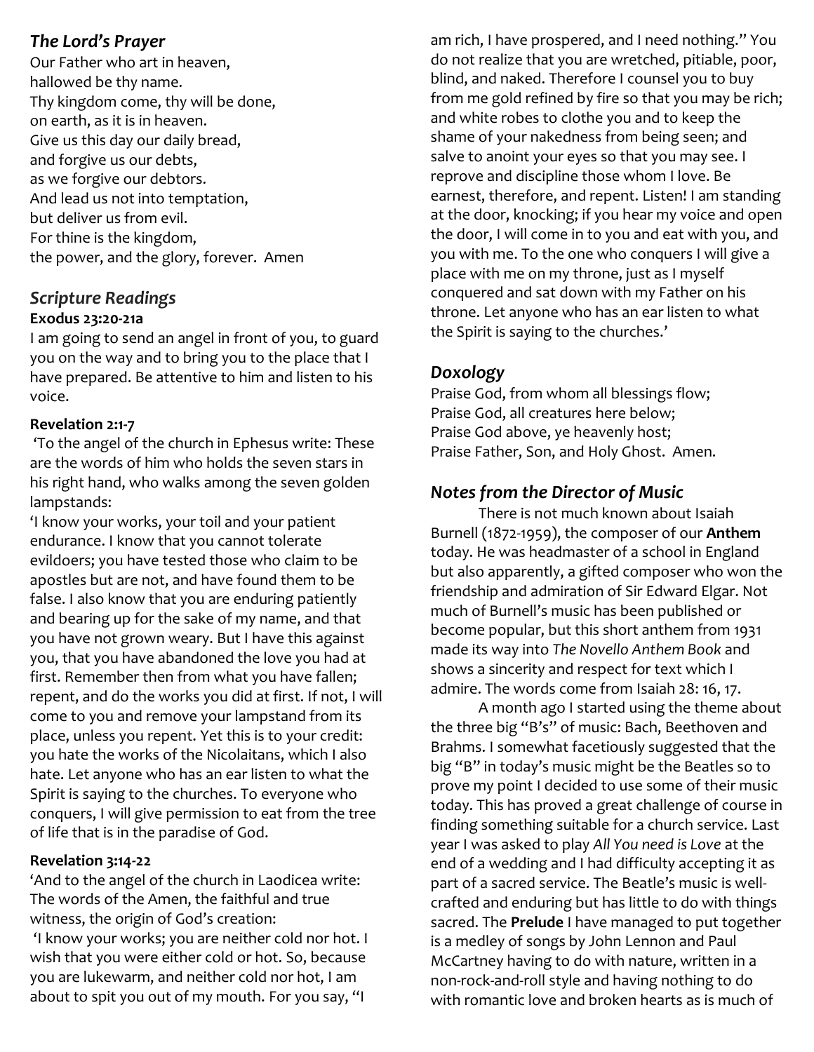## *The Lord's Prayer*

Our Father who art in heaven,
hallowed be thy name.
Thy kingdom come, thy will be done,
on earth, as it is in heaven.
Give us this day our daily bread,
and forgive us our debts,
as we forgive our debtors.
And lead us not into temptation,
but deliver us from evil.
For thine is the kingdom,
the power, and the glory, forever. Amen

## *Scripture Readings*

**Exodus 23:20-21a**

I am going to send an angel in front of you, to guard you on the way and to bring you to the place that I have prepared. Be attentive to him and listen to his voice.

**Revelation 2:1-7**

'To the angel of the church in Ephesus write: These are the words of him who holds the seven stars in his right hand, who walks among the seven golden lampstands:

'I know your works, your toil and your patient endurance. I know that you cannot tolerate evildoers; you have tested those who claim to be apostles but are not, and have found them to be false. I also know that you are enduring patiently and bearing up for the sake of my name, and that you have not grown weary. But I have this against you, that you have abandoned the love you had at first. Remember then from what you have fallen; repent, and do the works you did at first. If not, I will come to you and remove your lampstand from its place, unless you repent. Yet this is to your credit: you hate the works of the Nicolaitans, which I also hate. Let anyone who has an ear listen to what the Spirit is saying to the churches. To everyone who conquers, I will give permission to eat from the tree of life that is in the paradise of God.

**Revelation 3:14-22**

'And to the angel of the church in Laodicea write: The words of the Amen, the faithful and true witness, the origin of God's creation:

'I know your works; you are neither cold nor hot. I wish that you were either cold or hot. So, because you are lukewarm, and neither cold nor hot, I am about to spit you out of my mouth. For you say, "I am rich, I have prospered, and I need nothing." You do not realize that you are wretched, pitiable, poor, blind, and naked. Therefore I counsel you to buy from me gold refined by fire so that you may be rich; and white robes to clothe you and to keep the shame of your nakedness from being seen; and salve to anoint your eyes so that you may see. I reprove and discipline those whom I love. Be earnest, therefore, and repent. Listen! I am standing at the door, knocking; if you hear my voice and open the door, I will come in to you and eat with you, and you with me. To the one who conquers I will give a place with me on my throne, just as I myself conquered and sat down with my Father on his throne. Let anyone who has an ear listen to what the Spirit is saying to the churches.'

## *Doxology*

Praise God, from whom all blessings flow;
Praise God, all creatures here below;
Praise God above, ye heavenly host;
Praise Father, Son, and Holy Ghost. Amen.

## *Notes from the Director of Music*

There is not much known about Isaiah Burnell (1872-1959), the composer of our **Anthem** today. He was headmaster of a school in England but also apparently, a gifted composer who won the friendship and admiration of Sir Edward Elgar. Not much of Burnell's music has been published or become popular, but this short anthem from 1931 made its way into *The Novello Anthem Book* and shows a sincerity and respect for text which I admire. The words come from Isaiah 28: 16, 17.

A month ago I started using the theme about the three big "B's" of music: Bach, Beethoven and Brahms. I somewhat facetiously suggested that the big "B" in today's music might be the Beatles so to prove my point I decided to use some of their music today. This has proved a great challenge of course in finding something suitable for a church service. Last year I was asked to play *All You need is Love* at the end of a wedding and I had difficulty accepting it as part of a sacred service. The Beatle's music is well-crafted and enduring but has little to do with things sacred. The **Prelude** I have managed to put together is a medley of songs by John Lennon and Paul McCartney having to do with nature, written in a non-rock-and-roll style and having nothing to do with romantic love and broken hearts as is much of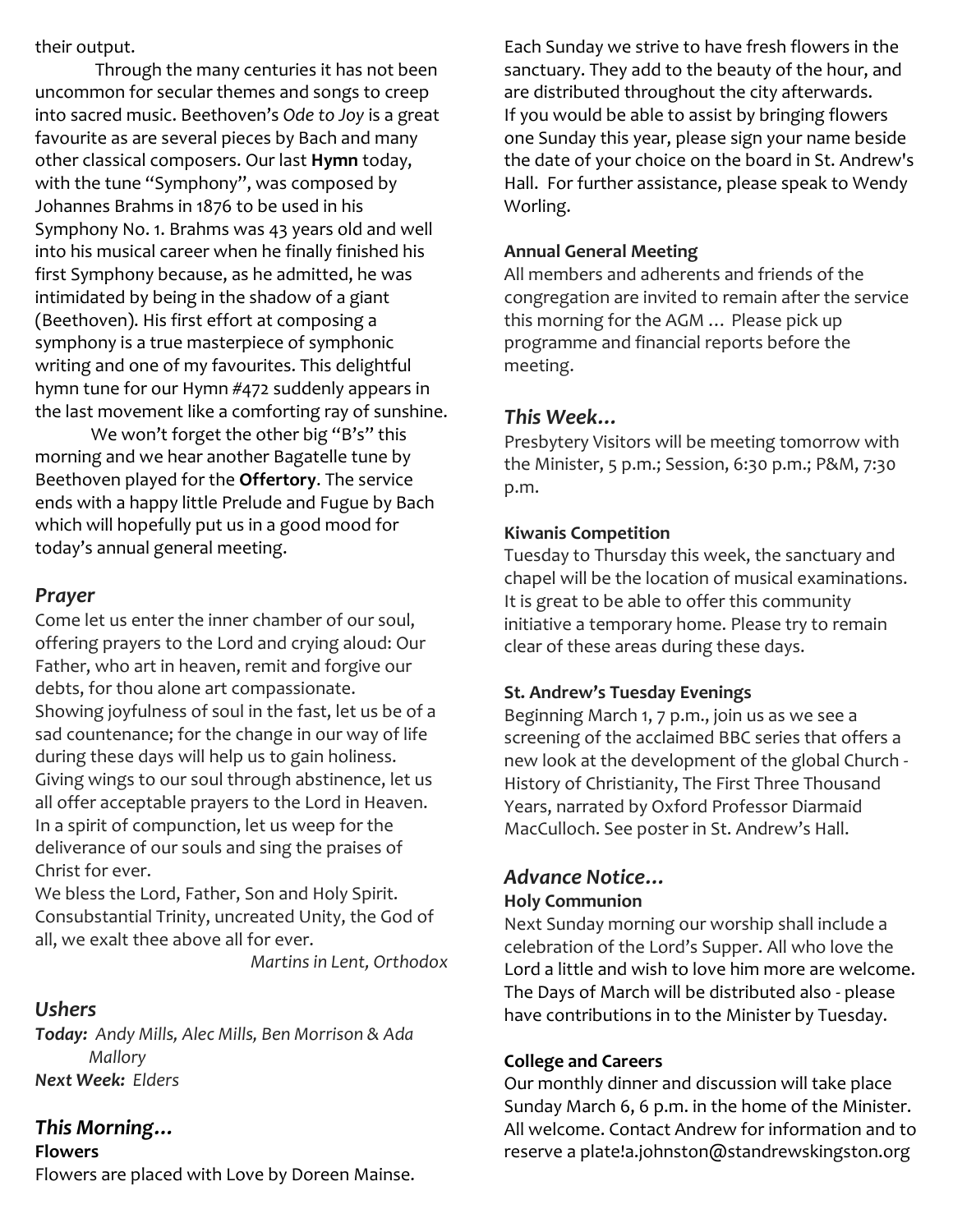their output.

Through the many centuries it has not been uncommon for secular themes and songs to creep into sacred music. Beethoven's *Ode to Joy* is a great favourite as are several pieces by Bach and many other classical composers. Our last **Hymn** today, with the tune "Symphony", was composed by Johannes Brahms in 1876 to be used in his Symphony No. 1. Brahms was 43 years old and well into his musical career when he finally finished his first Symphony because, as he admitted, he was intimidated by being in the shadow of a giant (Beethoven). His first effort at composing a symphony is a true masterpiece of symphonic writing and one of my favourites. This delightful hymn tune for our Hymn #472 suddenly appears in the last movement like a comforting ray of sunshine.

We won't forget the other big "B's" this morning and we hear another Bagatelle tune by Beethoven played for the **Offertory**. The service ends with a happy little Prelude and Fugue by Bach which will hopefully put us in a good mood for today's annual general meeting.

## *Prayer*

Come let us enter the inner chamber of our soul, offering prayers to the Lord and crying aloud: Our Father, who art in heaven, remit and forgive our debts, for thou alone art compassionate.
Showing joyfulness of soul in the fast, let us be of a sad countenance; for the change in our way of life during these days will help us to gain holiness.
Giving wings to our soul through abstinence, let us all offer acceptable prayers to the Lord in Heaven.
In a spirit of compunction, let us weep for the deliverance of our souls and sing the praises of Christ for ever.
We bless the Lord, Father, Son and Holy Spirit. Consubstantial Trinity, uncreated Unity, the God of all, we exalt thee above all for ever.

*Martins in Lent, Orthodox*

## *Ushers*

***Today:*** *Andy Mills, Alec Mills, Ben Morrison & Ada Mallory*
***Next Week:*** *Elders*

## *This Morning…*

**Flowers**

Flowers are placed with Love by Doreen Mainse.

Each Sunday we strive to have fresh flowers in the sanctuary. They add to the beauty of the hour, and are distributed throughout the city afterwards. If you would be able to assist by bringing flowers one Sunday this year, please sign your name beside the date of your choice on the board in St. Andrew's Hall. For further assistance, please speak to Wendy Worling.

**Annual General Meeting**

All members and adherents and friends of the congregation are invited to remain after the service this morning for the AGM … Please pick up programme and financial reports before the meeting.

## *This Week…*

Presbytery Visitors will be meeting tomorrow with the Minister, 5 p.m.; Session, 6:30 p.m.; P&M, 7:30 p.m.

**Kiwanis Competition**

Tuesday to Thursday this week, the sanctuary and chapel will be the location of musical examinations. It is great to be able to offer this community initiative a temporary home. Please try to remain clear of these areas during these days.

**St. Andrew's Tuesday Evenings**

Beginning March 1, 7 p.m., join us as we see a screening of the acclaimed BBC series that offers a new look at the development of the global Church - History of Christianity, The First Three Thousand Years, narrated by Oxford Professor Diarmaid MacCulloch. See poster in St. Andrew's Hall.

## *Advance Notice…*

**Holy Communion**

Next Sunday morning our worship shall include a celebration of the Lord's Supper. All who love the Lord a little and wish to love him more are welcome. The Days of March will be distributed also - please have contributions in to the Minister by Tuesday.

**College and Careers**

Our monthly dinner and discussion will take place Sunday March 6, 6 p.m. in the home of the Minister. All welcome. Contact Andrew for information and to reserve a plate!a.johnston@standrewskingston.org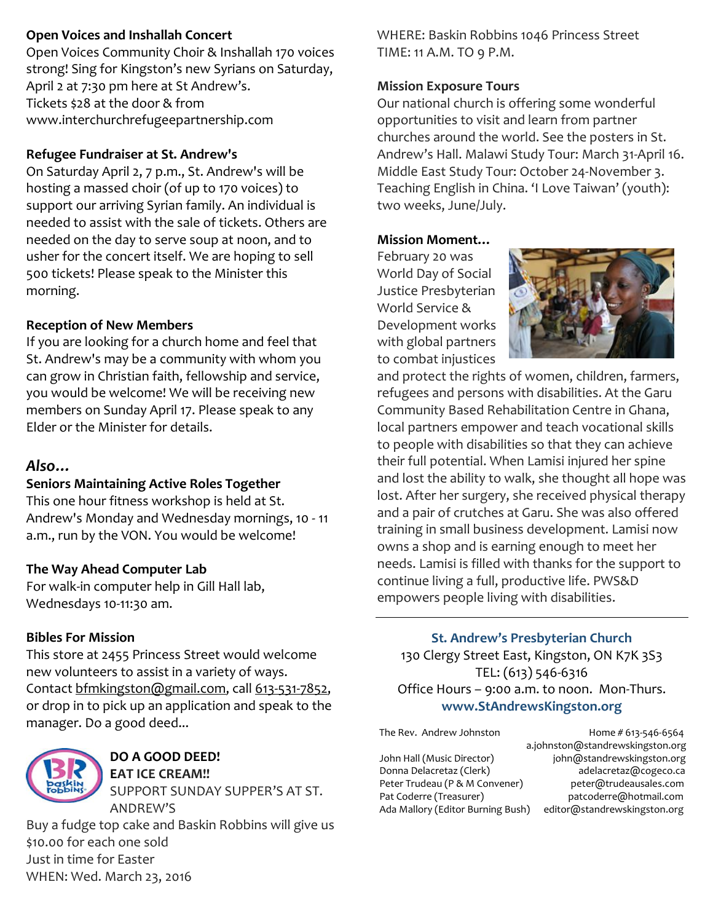**Open Voices and Inshallah Concert**
Open Voices Community Choir & Inshallah 170 voices strong! Sing for Kingston's new Syrians on Saturday, April 2 at 7:30 pm here at St Andrew's.
Tickets $28 at the door & from www.interchurchrefugeepartnership.com

**Refugee Fundraiser at St. Andrew's**
On Saturday April 2, 7 p.m., St. Andrew's will be hosting a massed choir (of up to 170 voices) to support our arriving Syrian family. An individual is needed to assist with the sale of tickets. Others are needed on the day to serve soup at noon, and to usher for the concert itself. We are hoping to sell 500 tickets! Please speak to the Minister this morning.

**Reception of New Members**
If you are looking for a church home and feel that St. Andrew's may be a community with whom you can grow in Christian faith, fellowship and service, you would be welcome! We will be receiving new members on Sunday April 17. Please speak to any Elder or the Minister for details.

## *Also…*

**Seniors Maintaining Active Roles Together**
This one hour fitness workshop is held at St. Andrew's Monday and Wednesday mornings, 10 - 11 a.m., run by the VON. You would be welcome!

**The Way Ahead Computer Lab**
For walk-in computer help in Gill Hall lab, Wednesdays 10-11:30 am.

**Bibles For Mission**
This store at 2455 Princess Street would welcome new volunteers to assist in a variety of ways. Contact bfmkingston@gmail.com, call 613-531-7852, or drop in to pick up an application and speak to the manager. Do a good deed...

**DO A GOOD DEED!**
**EAT ICE CREAM!!**
SUPPORT SUNDAY SUPPER'S AT ST. ANDREW'S
Buy a fudge top cake and Baskin Robbins will give us $10.00 for each one sold
Just in time for Easter
WHEN: Wed. March 23, 2016
WHERE: Baskin Robbins 1046 Princess Street
TIME: 11 A.M. TO 9 P.M.

**Mission Exposure Tours**
Our national church is offering some wonderful opportunities to visit and learn from partner churches around the world. See the posters in St. Andrew's Hall. Malawi Study Tour: March 31-April 16. Middle East Study Tour: October 24-November 3. Teaching English in China. 'I Love Taiwan' (youth): two weeks, June/July.

**Mission Moment…**
February 20 was World Day of Social Justice Presbyterian World Service & Development works with global partners to combat injustices and protect the rights of women, children, farmers, refugees and persons with disabilities. At the Garu Community Based Rehabilitation Centre in Ghana, local partners empower and teach vocational skills to people with disabilities so that they can achieve their full potential. When Lamisi injured her spine and lost the ability to walk, she thought all hope was lost. After her surgery, she received physical therapy and a pair of crutches at Garu. She was also offered training in small business development. Lamisi now owns a shop and is earning enough to meet her needs. Lamisi is filled with thanks for the support to continue living a full, productive life. PWS&D empowers people living with disabilities.

**St. Andrew's Presbyterian Church**
130 Clergy Street East, Kingston, ON K7K 3S3
TEL: (613) 546-6316
Office Hours – 9:00 a.m. to noon. Mon-Thurs.
**www.StAndrewsKingston.org**

| | |
|---|---|
| The Rev. Andrew Johnston | Home # 613-546-6564 a.johnston@standrewskingston.org |
| John Hall (Music Director) | john@standrewskingston.org |
| Donna Delacretaz (Clerk) | adelacretaz@cogeco.ca |
| Peter Trudeau (P & M Convener) | peter@trudeausales.com |
| Pat Coderre (Treasurer) | patcoderre@hotmail.com |
| Ada Mallory (Editor Burning Bush) | editor@standrewskingston.org |